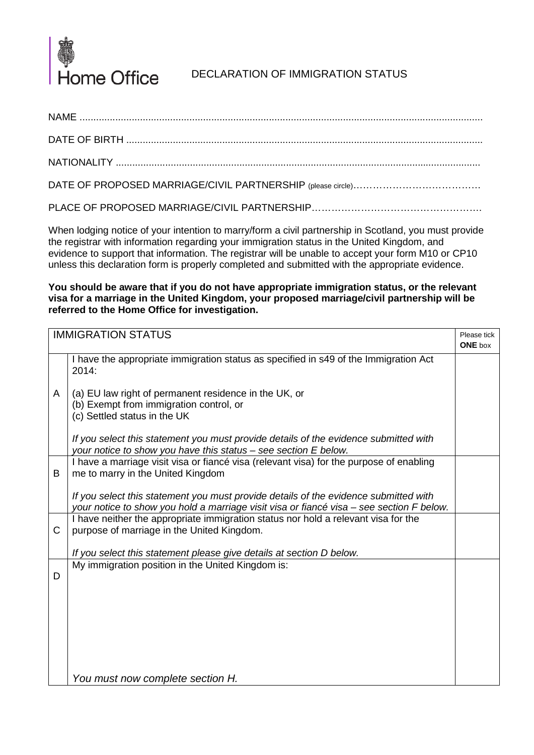Home Office

# DECLARATION OF IMMIGRATION STATUS

NAME ..................................................................................................................................................

DATE OF BIRTH .................................................................................................................................

NATIONALITY ...................................................................................................................................

DATE OF PROPOSED MARRIAGE/CIVIL PARTNERSHIP (please circle)…………………………………….

PLACE OF PROPOSED MARRIAGE/CIVIL PARTNERSHIP…………………………………………….

When lodging notice of your intention to marry/form a civil partnership in Scotland, you must provide the registrar with information regarding your immigration status in the United Kingdom, and evidence to support that information. The registrar will be unable to accept your form M10 or CP10 unless this declaration form is properly completed and submitted with the appropriate evidence.

**You should be aware that if you do not have appropriate immigration status, or the relevant visa for a marriage in the United Kingdom, your proposed marriage/civil partnership will be referred to the Home Office for investigation.**

| | IMMIGRATION STATUS | Please tick **ONE** box |
|---|---|---|
| A | I have the appropriate immigration status as specified in s49 of the Immigration Act 2014:<br><br>(a) EU law right of permanent residence in the UK, or<br>(b) Exempt from immigration control, or<br>(c) Settled status in the UK<br><br>*If you select this statement you must provide details of the evidence submitted with your notice to show you have this status – see section E below.* | |
| B | I have a marriage visit visa or fiancé visa (relevant visa) for the purpose of enabling me to marry in the United Kingdom<br><br>*If you select this statement you must provide details of the evidence submitted with your notice to show you hold a marriage visit visa or fiancé visa – see section F below.* | |
| C | I have neither the appropriate immigration status nor hold a relevant visa for the purpose of marriage in the United Kingdom.<br><br>*If you select this statement please give details at section D below.* | |
| D | My immigration position in the United Kingdom is:<br><br><br><br><br>*You must now complete section H.* | |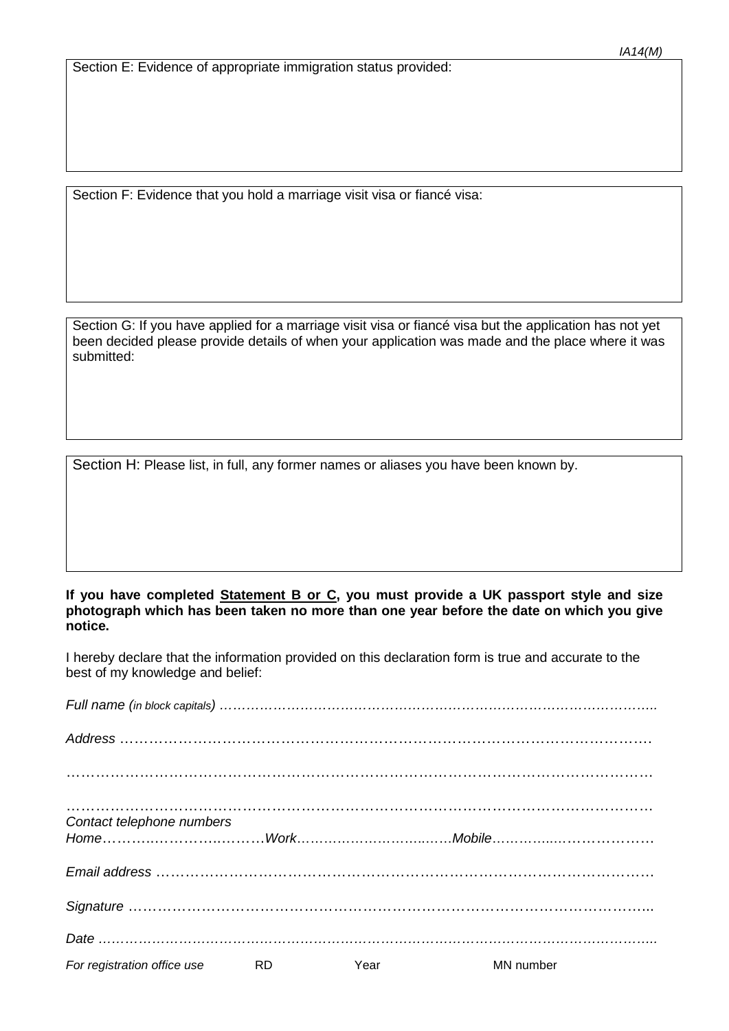Section E: Evidence of appropriate immigration status provided:

Section F: Evidence that you hold a marriage visit visa or fiancé visa:

Section G: If you have applied for a marriage visit visa or fiancé visa but the application has not yet been decided please provide details of when your application was made and the place where it was submitted:

Section H: Please list, in full, any former names or aliases you have been known by.

**If you have completed Statement B or C, you must provide a UK passport style and size photograph which has been taken no more than one year before the date on which you give notice.**

I hereby declare that the information provided on this declaration form is true and accurate to the best of my knowledge and belief:

*Full name (in block capitals)* ……………………………………………………………………………………

*Address* ………………………………………………………………………………………………

………………………………………………………………………………………………

………………………………………………………………………………………………

*Contact telephone numbers*

*Home*……………………………*Work*……………………………*Mobile*……………………………

*Email address* ………………………………………………………………………………………

*Signature* ……………………………………………………………………………………………

*Date* …………………………………………………………………………………………………

*For registration office use* RD Year MN number